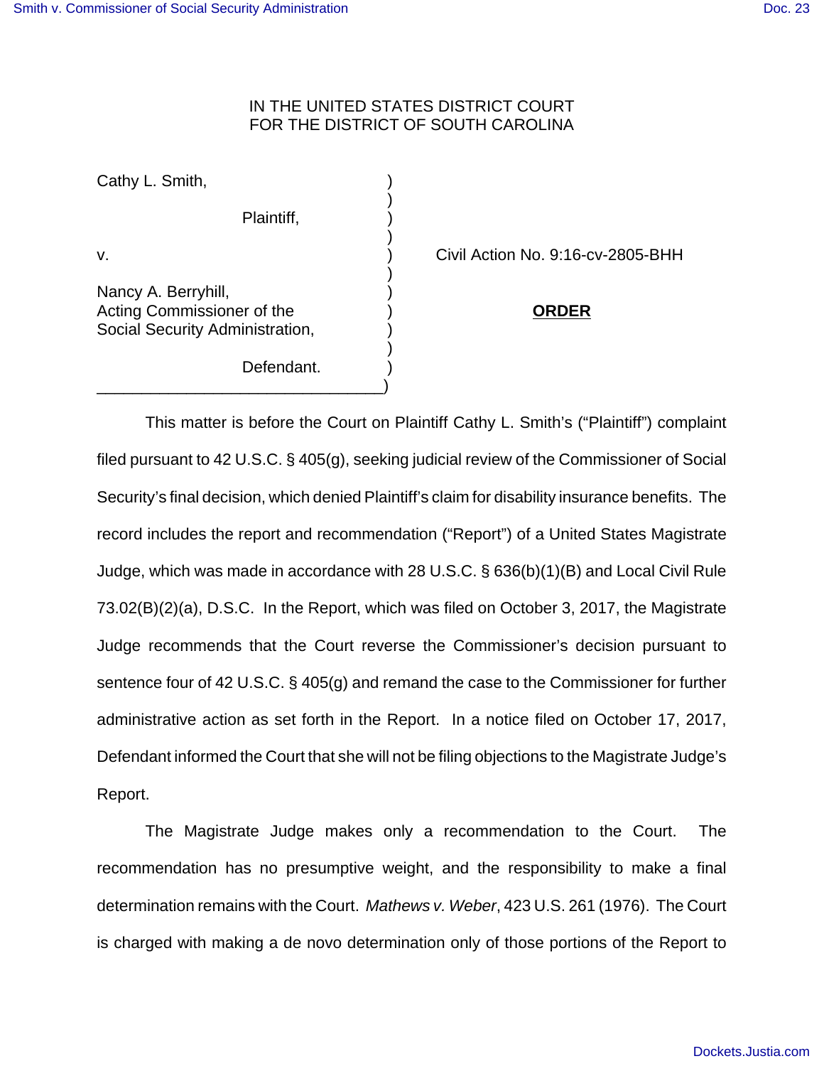IN THE UNITED STATES DISTRICT COURT
FOR THE DISTRICT OF SOUTH CAROLINA

Cathy L. Smith,

Plaintiff,

v.

Nancy A. Berryhill,
Acting Commissioner of the
Social Security Administration,

Defendant.

Civil Action No. 9:16-cv-2805-BHH

**ORDER**

This matter is before the Court on Plaintiff Cathy L. Smith's ("Plaintiff") complaint filed pursuant to 42 U.S.C. § 405(g), seeking judicial review of the Commissioner of Social Security's final decision, which denied Plaintiff's claim for disability insurance benefits. The record includes the report and recommendation ("Report") of a United States Magistrate Judge, which was made in accordance with 28 U.S.C. § 636(b)(1)(B) and Local Civil Rule 73.02(B)(2)(a), D.S.C. In the Report, which was filed on October 3, 2017, the Magistrate Judge recommends that the Court reverse the Commissioner's decision pursuant to sentence four of 42 U.S.C. § 405(g) and remand the case to the Commissioner for further administrative action as set forth in the Report. In a notice filed on October 17, 2017, Defendant informed the Court that she will not be filing objections to the Magistrate Judge's Report.

The Magistrate Judge makes only a recommendation to the Court. The recommendation has no presumptive weight, and the responsibility to make a final determination remains with the Court. *Mathews v. Weber*, 423 U.S. 261 (1976). The Court is charged with making a de novo determination only of those portions of the Report to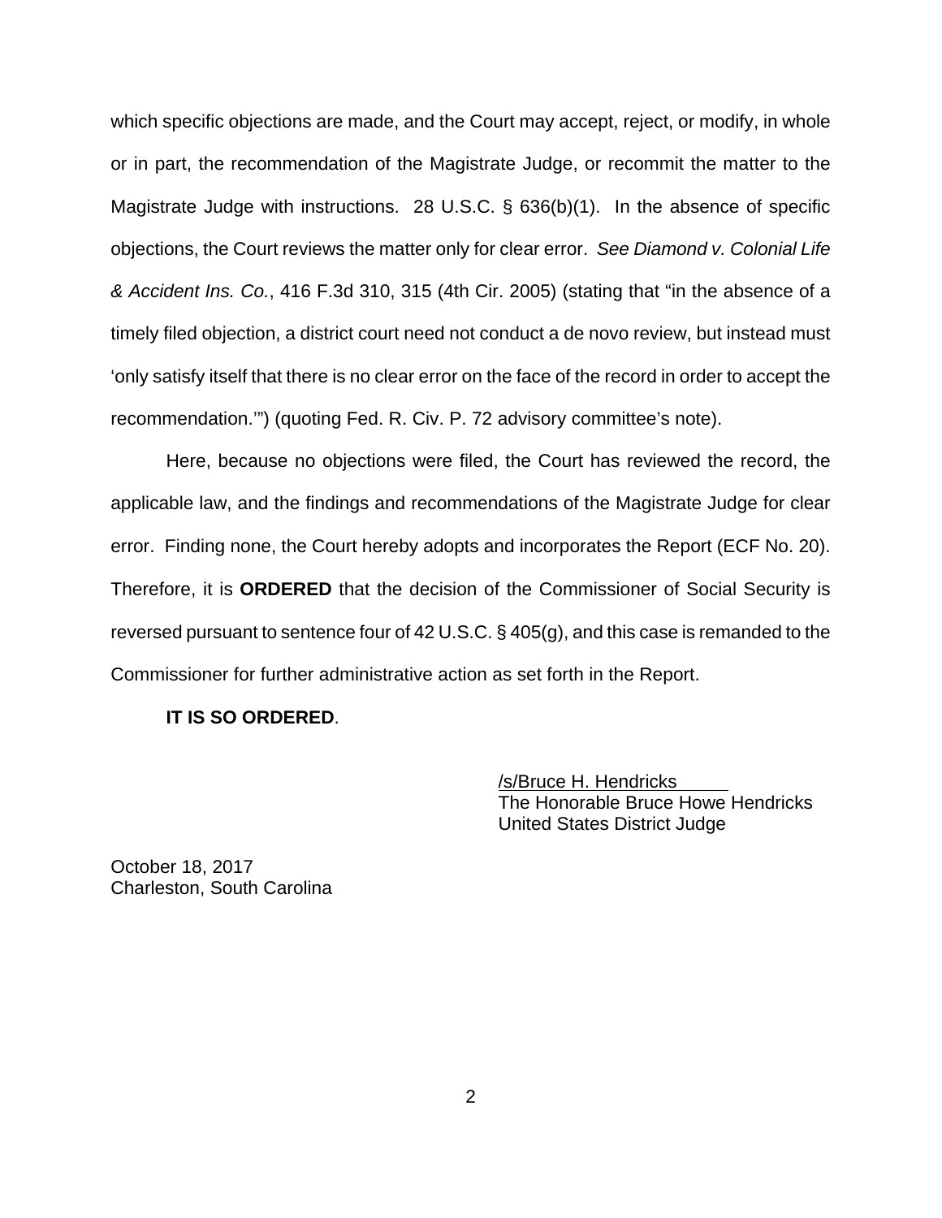which specific objections are made, and the Court may accept, reject, or modify, in whole or in part, the recommendation of the Magistrate Judge, or recommit the matter to the Magistrate Judge with instructions. 28 U.S.C. § 636(b)(1). In the absence of specific objections, the Court reviews the matter only for clear error. *See Diamond v. Colonial Life & Accident Ins. Co.*, 416 F.3d 310, 315 (4th Cir. 2005) (stating that "in the absence of a timely filed objection, a district court need not conduct a de novo review, but instead must 'only satisfy itself that there is no clear error on the face of the record in order to accept the recommendation.'") (quoting Fed. R. Civ. P. 72 advisory committee's note).

Here, because no objections were filed, the Court has reviewed the record, the applicable law, and the findings and recommendations of the Magistrate Judge for clear error. Finding none, the Court hereby adopts and incorporates the Report (ECF No. 20). Therefore, it is **ORDERED** that the decision of the Commissioner of Social Security is reversed pursuant to sentence four of 42 U.S.C. § 405(g), and this case is remanded to the Commissioner for further administrative action as set forth in the Report.

**IT IS SO ORDERED**.

/s/Bruce H. Hendricks
The Honorable Bruce Howe Hendricks
United States District Judge

October 18, 2017
Charleston, South Carolina